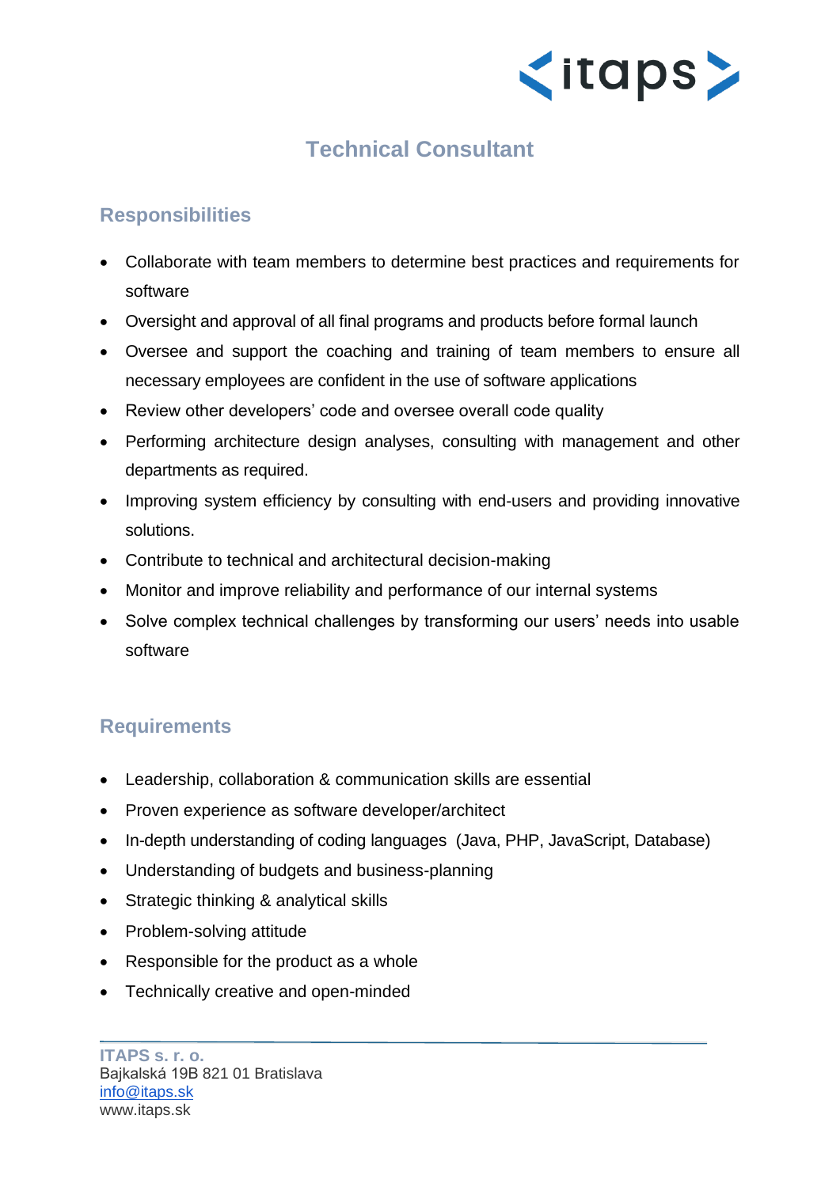# Technical Consultant

## Responsibilities

- Collaborate with team members to determine best practices and requirements for software
- Oversight and approval of all final programs and products before formal launch
- Oversee and support the coaching and training of team members to ensure all necessary employees are confident in the use of software applications
- Review other developers' code and oversee overall code quality
- Performing architecture design analyses, consulting with management and other departments as required.
- Improving system efficiency by consulting with end-users and providing innovative solutions.
- Contribute to technical and architectural decision-making
- Monitor and improve reliability and performance of our internal systems
- Solve complex technical challenges by transforming our users' needs into usable software

## Requirements

- Leadership, collaboration & communication skills are essential
- Proven experience as software developer/architect
- In-depth understanding of coding languages (Java, PHP, JavaScript, Database)
- Understanding of budgets and business-planning
- Strategic thinking & analytical skills
- Problem-solving attitude
- Responsible for the product as a whole
- Technically creative and open-minded

**ITAPS s. r. o.**
Bajkalská 19B 821 01 Bratislava
info@itaps.sk
www.itaps.sk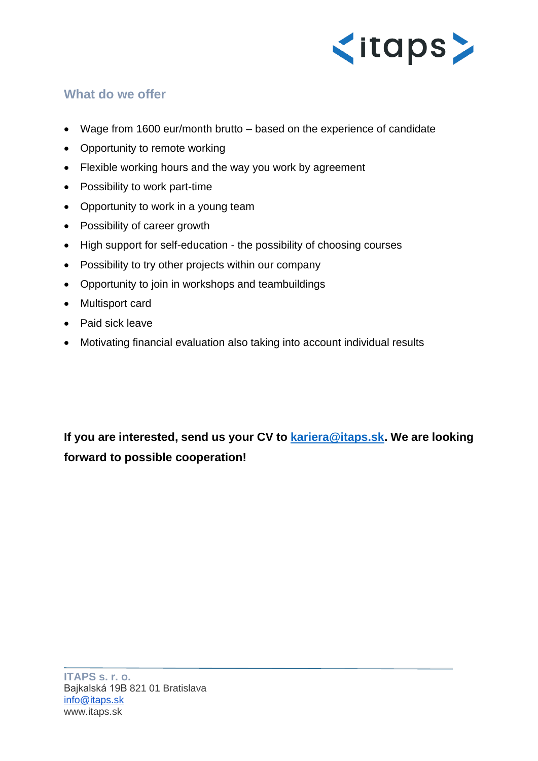## What do we offer

- Wage from 1600 eur/month brutto – based on the experience of candidate
- Opportunity to remote working
- Flexible working hours and the way you work by agreement
- Possibility to work part-time
- Opportunity to work in a young team
- Possibility of career growth
- High support for self-education - the possibility of choosing courses
- Possibility to try other projects within our company
- Opportunity to join in workshops and teambuildings
- Multisport card
- Paid sick leave
- Motivating financial evaluation also taking into account individual results

**If you are interested, send us your CV to [kariera@itaps.sk](mailto:kariera@itaps.sk). We are looking forward to possible cooperation!**

**ITAPS s. r. o.**
Bajkalská 19B 821 01 Bratislava
[info@itaps.sk](mailto:info@itaps.sk)
www.itaps.sk